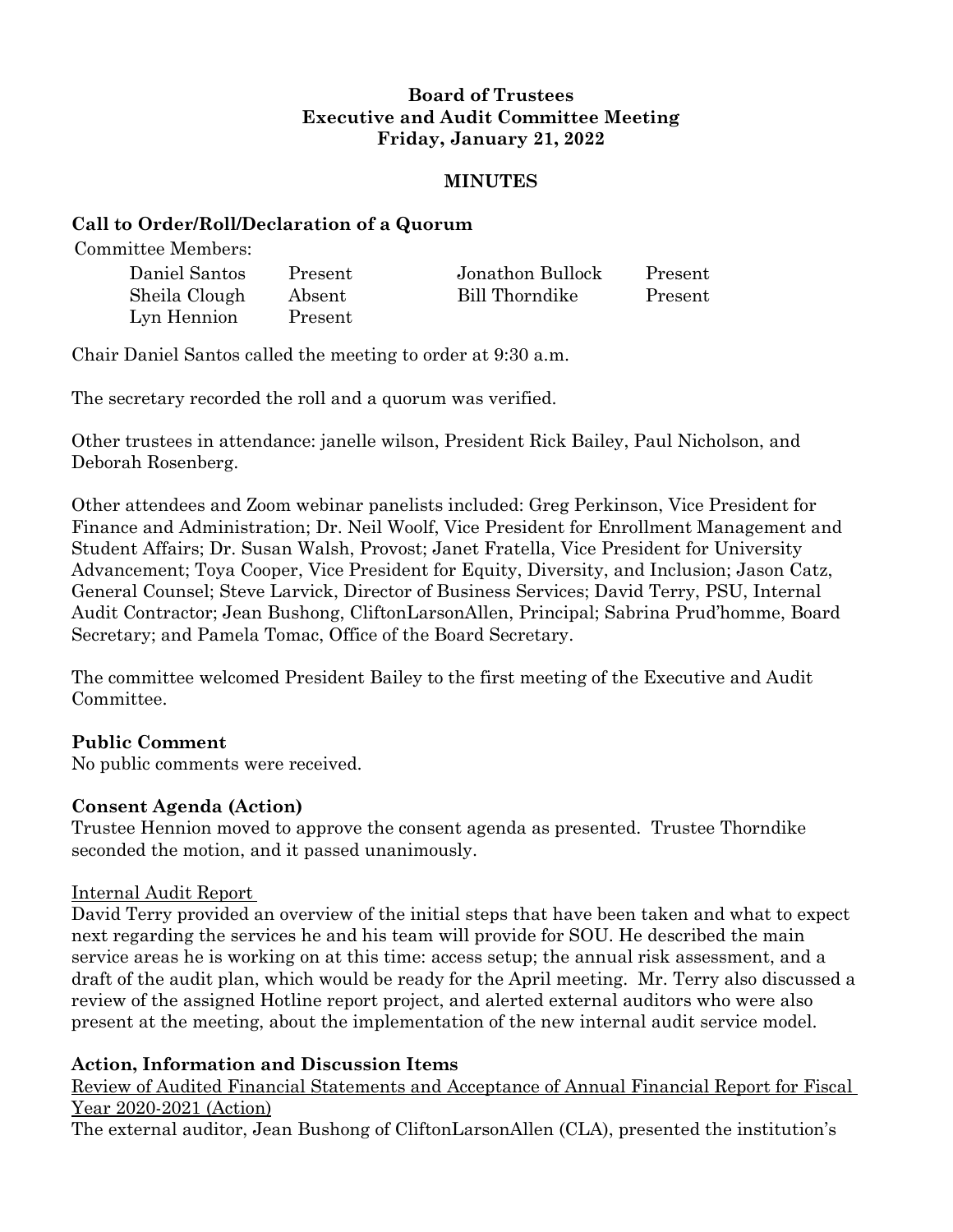# Board of Trustees
## Executive and Audit Committee Meeting
### Friday, January 21, 2022

## MINUTES

### Call to Order/Roll/Declaration of a Quorum

Committee Members:

| | | | |
|---|---|---|---|
| Daniel Santos | Present | Jonathon Bullock | Present |
| Sheila Clough | Absent | Bill Thorndike | Present |
| Lyn Hennion | Present | | |

Chair Daniel Santos called the meeting to order at 9:30 a.m.

The secretary recorded the roll and a quorum was verified.

Other trustees in attendance: janelle wilson, President Rick Bailey, Paul Nicholson, and Deborah Rosenberg.

Other attendees and Zoom webinar panelists included: Greg Perkinson, Vice President for Finance and Administration; Dr. Neil Woolf, Vice President for Enrollment Management and Student Affairs; Dr. Susan Walsh, Provost; Janet Fratella, Vice President for University Advancement; Toya Cooper, Vice President for Equity, Diversity, and Inclusion; Jason Catz, General Counsel; Steve Larvick, Director of Business Services; David Terry, PSU, Internal Audit Contractor; Jean Bushong, CliftonLarsonAllen, Principal; Sabrina Prud'homme, Board Secretary; and Pamela Tomac, Office of the Board Secretary.

The committee welcomed President Bailey to the first meeting of the Executive and Audit Committee.

### Public Comment

No public comments were received.

### Consent Agenda (Action)

Trustee Hennion moved to approve the consent agenda as presented. Trustee Thorndike seconded the motion, and it passed unanimously.

Internal Audit Report

David Terry provided an overview of the initial steps that have been taken and what to expect next regarding the services he and his team will provide for SOU. He described the main service areas he is working on at this time: access setup; the annual risk assessment, and a draft of the audit plan, which would be ready for the April meeting. Mr. Terry also discussed a review of the assigned Hotline report project, and alerted external auditors who were also present at the meeting, about the implementation of the new internal audit service model.

### Action, Information and Discussion Items

Review of Audited Financial Statements and Acceptance of Annual Financial Report for Fiscal Year 2020-2021 (Action)

The external auditor, Jean Bushong of CliftonLarsonAllen (CLA), presented the institution's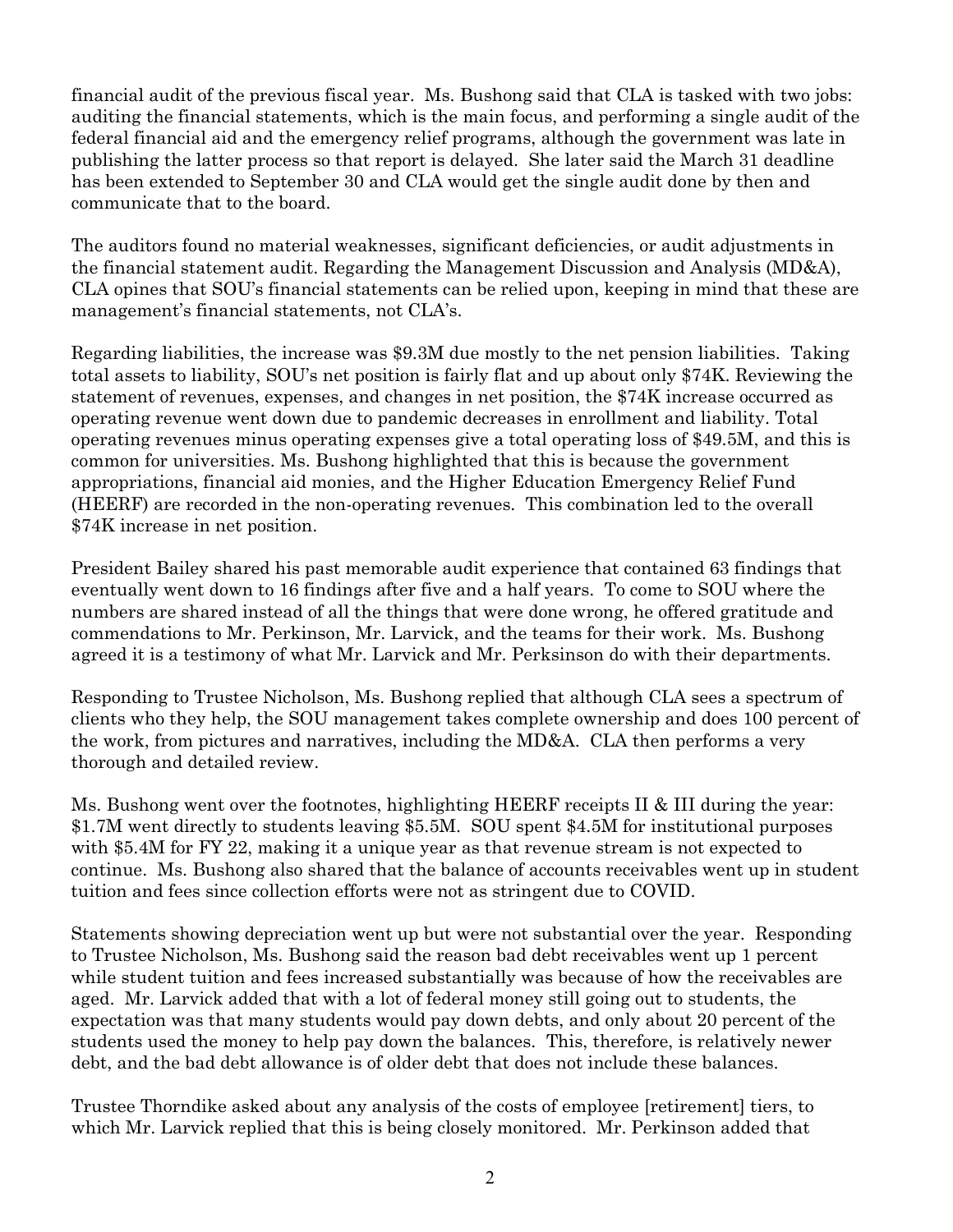financial audit of the previous fiscal year. Ms. Bushong said that CLA is tasked with two jobs: auditing the financial statements, which is the main focus, and performing a single audit of the federal financial aid and the emergency relief programs, although the government was late in publishing the latter process so that report is delayed. She later said the March 31 deadline has been extended to September 30 and CLA would get the single audit done by then and communicate that to the board.

The auditors found no material weaknesses, significant deficiencies, or audit adjustments in the financial statement audit. Regarding the Management Discussion and Analysis (MD&A), CLA opines that SOU's financial statements can be relied upon, keeping in mind that these are management's financial statements, not CLA's.

Regarding liabilities, the increase was $9.3M due mostly to the net pension liabilities. Taking total assets to liability, SOU's net position is fairly flat and up about only $74K. Reviewing the statement of revenues, expenses, and changes in net position, the $74K increase occurred as operating revenue went down due to pandemic decreases in enrollment and liability. Total operating revenues minus operating expenses give a total operating loss of $49.5M, and this is common for universities. Ms. Bushong highlighted that this is because the government appropriations, financial aid monies, and the Higher Education Emergency Relief Fund (HEERF) are recorded in the non-operating revenues. This combination led to the overall $74K increase in net position.

President Bailey shared his past memorable audit experience that contained 63 findings that eventually went down to 16 findings after five and a half years. To come to SOU where the numbers are shared instead of all the things that were done wrong, he offered gratitude and commendations to Mr. Perkinson, Mr. Larvick, and the teams for their work. Ms. Bushong agreed it is a testimony of what Mr. Larvick and Mr. Perksinson do with their departments.

Responding to Trustee Nicholson, Ms. Bushong replied that although CLA sees a spectrum of clients who they help, the SOU management takes complete ownership and does 100 percent of the work, from pictures and narratives, including the MD&A. CLA then performs a very thorough and detailed review.

Ms. Bushong went over the footnotes, highlighting HEERF receipts II & III during the year: $1.7M went directly to students leaving $5.5M. SOU spent $4.5M for institutional purposes with $5.4M for FY 22, making it a unique year as that revenue stream is not expected to continue. Ms. Bushong also shared that the balance of accounts receivables went up in student tuition and fees since collection efforts were not as stringent due to COVID.

Statements showing depreciation went up but were not substantial over the year. Responding to Trustee Nicholson, Ms. Bushong said the reason bad debt receivables went up 1 percent while student tuition and fees increased substantially was because of how the receivables are aged. Mr. Larvick added that with a lot of federal money still going out to students, the expectation was that many students would pay down debts, and only about 20 percent of the students used the money to help pay down the balances. This, therefore, is relatively newer debt, and the bad debt allowance is of older debt that does not include these balances.

Trustee Thorndike asked about any analysis of the costs of employee [retirement] tiers, to which Mr. Larvick replied that this is being closely monitored. Mr. Perkinson added that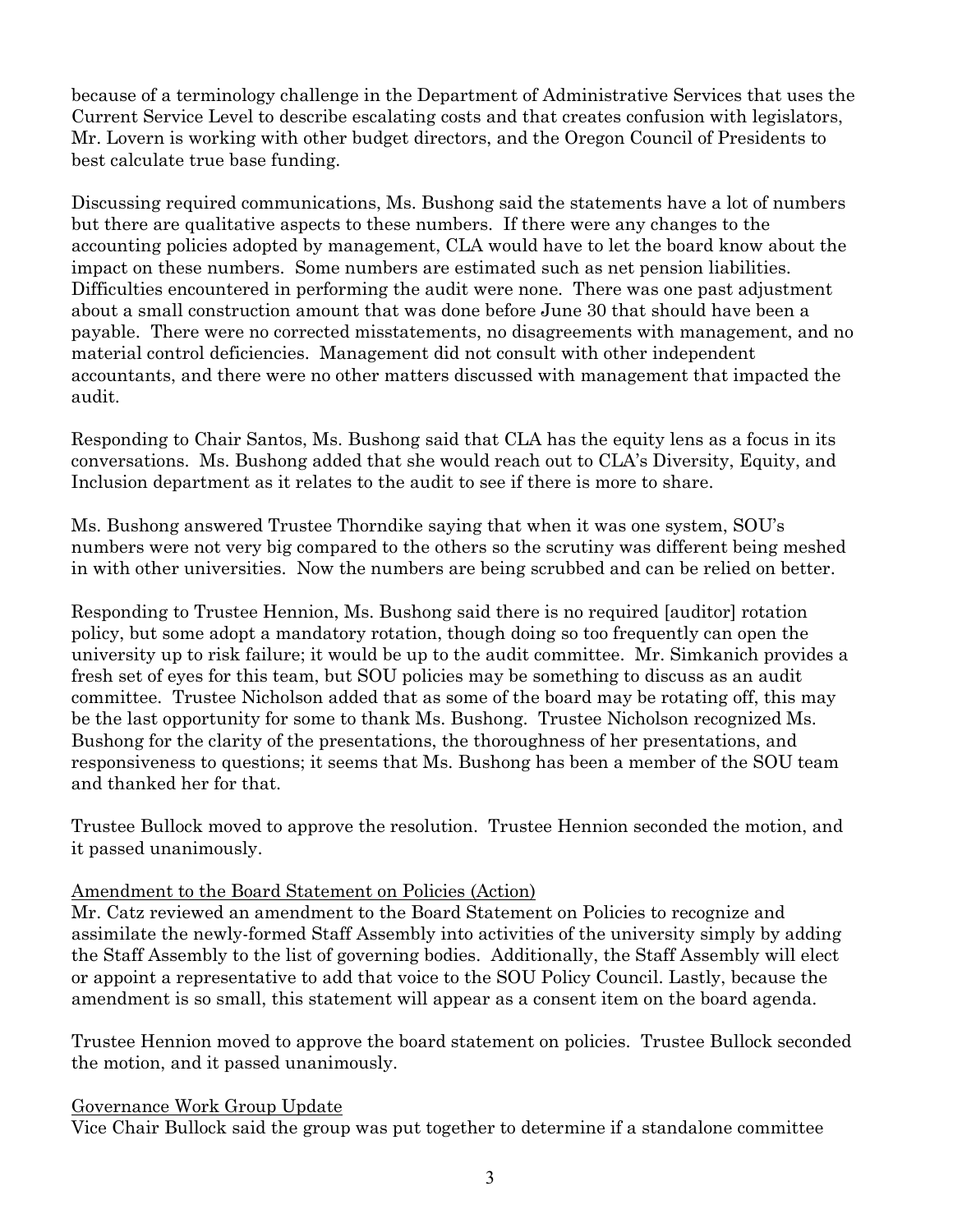because of a terminology challenge in the Department of Administrative Services that uses the Current Service Level to describe escalating costs and that creates confusion with legislators, Mr. Lovern is working with other budget directors, and the Oregon Council of Presidents to best calculate true base funding.

Discussing required communications, Ms. Bushong said the statements have a lot of numbers but there are qualitative aspects to these numbers. If there were any changes to the accounting policies adopted by management, CLA would have to let the board know about the impact on these numbers. Some numbers are estimated such as net pension liabilities. Difficulties encountered in performing the audit were none. There was one past adjustment about a small construction amount that was done before June 30 that should have been a payable. There were no corrected misstatements, no disagreements with management, and no material control deficiencies. Management did not consult with other independent accountants, and there were no other matters discussed with management that impacted the audit.

Responding to Chair Santos, Ms. Bushong said that CLA has the equity lens as a focus in its conversations. Ms. Bushong added that she would reach out to CLA's Diversity, Equity, and Inclusion department as it relates to the audit to see if there is more to share.

Ms. Bushong answered Trustee Thorndike saying that when it was one system, SOU's numbers were not very big compared to the others so the scrutiny was different being meshed in with other universities. Now the numbers are being scrubbed and can be relied on better.

Responding to Trustee Hennion, Ms. Bushong said there is no required [auditor] rotation policy, but some adopt a mandatory rotation, though doing so too frequently can open the university up to risk failure; it would be up to the audit committee. Mr. Simkanich provides a fresh set of eyes for this team, but SOU policies may be something to discuss as an audit committee. Trustee Nicholson added that as some of the board may be rotating off, this may be the last opportunity for some to thank Ms. Bushong. Trustee Nicholson recognized Ms. Bushong for the clarity of the presentations, the thoroughness of her presentations, and responsiveness to questions; it seems that Ms. Bushong has been a member of the SOU team and thanked her for that.

Trustee Bullock moved to approve the resolution. Trustee Hennion seconded the motion, and it passed unanimously.

Amendment to the Board Statement on Policies (Action)

Mr. Catz reviewed an amendment to the Board Statement on Policies to recognize and assimilate the newly-formed Staff Assembly into activities of the university simply by adding the Staff Assembly to the list of governing bodies. Additionally, the Staff Assembly will elect or appoint a representative to add that voice to the SOU Policy Council. Lastly, because the amendment is so small, this statement will appear as a consent item on the board agenda.

Trustee Hennion moved to approve the board statement on policies. Trustee Bullock seconded the motion, and it passed unanimously.

Governance Work Group Update

Vice Chair Bullock said the group was put together to determine if a standalone committee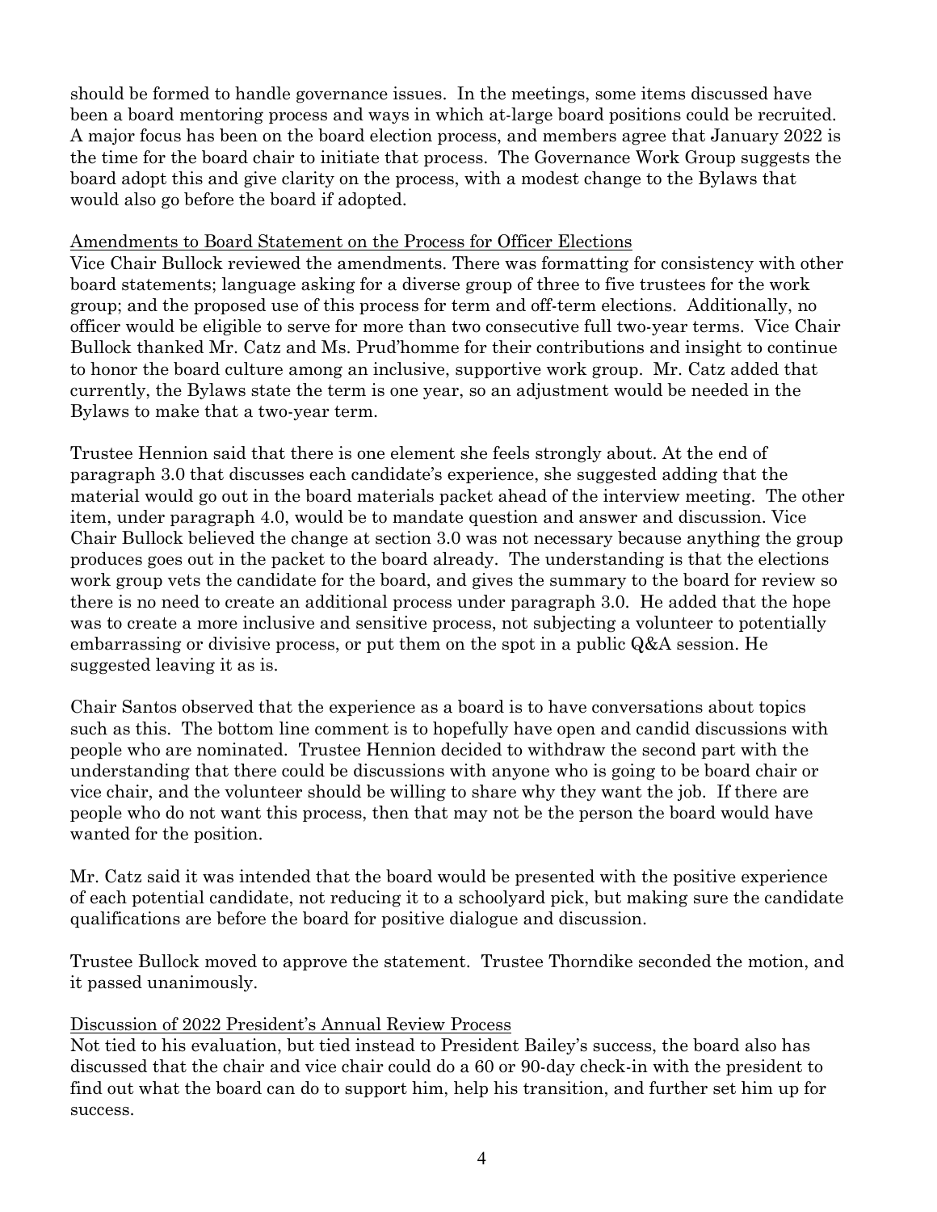should be formed to handle governance issues. In the meetings, some items discussed have been a board mentoring process and ways in which at-large board positions could be recruited. A major focus has been on the board election process, and members agree that January 2022 is the time for the board chair to initiate that process. The Governance Work Group suggests the board adopt this and give clarity on the process, with a modest change to the Bylaws that would also go before the board if adopted.

Amendments to Board Statement on the Process for Officer Elections

Vice Chair Bullock reviewed the amendments. There was formatting for consistency with other board statements; language asking for a diverse group of three to five trustees for the work group; and the proposed use of this process for term and off-term elections. Additionally, no officer would be eligible to serve for more than two consecutive full two-year terms. Vice Chair Bullock thanked Mr. Catz and Ms. Prud'homme for their contributions and insight to continue to honor the board culture among an inclusive, supportive work group. Mr. Catz added that currently, the Bylaws state the term is one year, so an adjustment would be needed in the Bylaws to make that a two-year term.

Trustee Hennion said that there is one element she feels strongly about. At the end of paragraph 3.0 that discusses each candidate's experience, she suggested adding that the material would go out in the board materials packet ahead of the interview meeting. The other item, under paragraph 4.0, would be to mandate question and answer and discussion. Vice Chair Bullock believed the change at section 3.0 was not necessary because anything the group produces goes out in the packet to the board already. The understanding is that the elections work group vets the candidate for the board, and gives the summary to the board for review so there is no need to create an additional process under paragraph 3.0. He added that the hope was to create a more inclusive and sensitive process, not subjecting a volunteer to potentially embarrassing or divisive process, or put them on the spot in a public Q&A session. He suggested leaving it as is.

Chair Santos observed that the experience as a board is to have conversations about topics such as this. The bottom line comment is to hopefully have open and candid discussions with people who are nominated. Trustee Hennion decided to withdraw the second part with the understanding that there could be discussions with anyone who is going to be board chair or vice chair, and the volunteer should be willing to share why they want the job. If there are people who do not want this process, then that may not be the person the board would have wanted for the position.

Mr. Catz said it was intended that the board would be presented with the positive experience of each potential candidate, not reducing it to a schoolyard pick, but making sure the candidate qualifications are before the board for positive dialogue and discussion.

Trustee Bullock moved to approve the statement. Trustee Thorndike seconded the motion, and it passed unanimously.

Discussion of 2022 President's Annual Review Process

Not tied to his evaluation, but tied instead to President Bailey's success, the board also has discussed that the chair and vice chair could do a 60 or 90-day check-in with the president to find out what the board can do to support him, help his transition, and further set him up for success.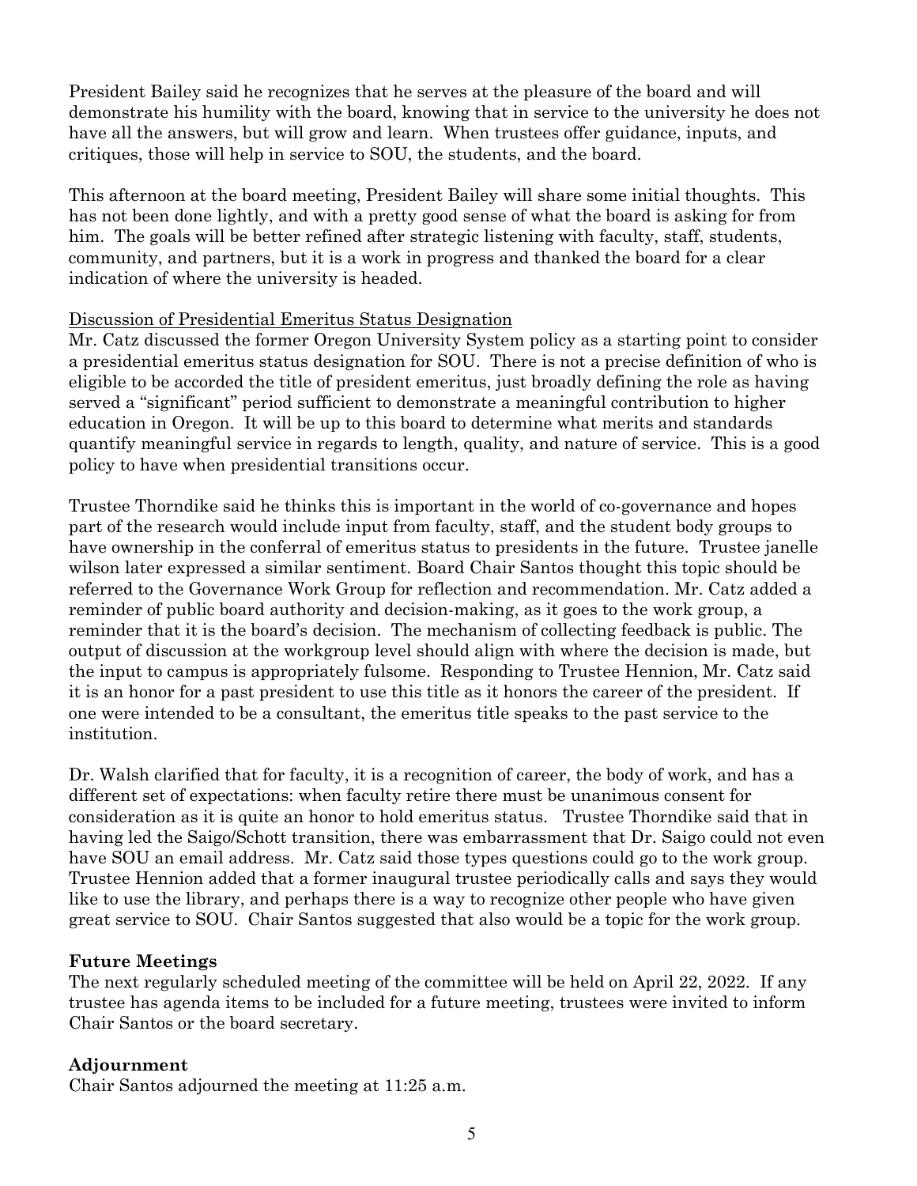President Bailey said he recognizes that he serves at the pleasure of the board and will demonstrate his humility with the board, knowing that in service to the university he does not have all the answers, but will grow and learn. When trustees offer guidance, inputs, and critiques, those will help in service to SOU, the students, and the board.

This afternoon at the board meeting, President Bailey will share some initial thoughts. This has not been done lightly, and with a pretty good sense of what the board is asking for from him. The goals will be better refined after strategic listening with faculty, staff, students, community, and partners, but it is a work in progress and thanked the board for a clear indication of where the university is headed.

Discussion of Presidential Emeritus Status Designation

Mr. Catz discussed the former Oregon University System policy as a starting point to consider a presidential emeritus status designation for SOU. There is not a precise definition of who is eligible to be accorded the title of president emeritus, just broadly defining the role as having served a "significant" period sufficient to demonstrate a meaningful contribution to higher education in Oregon. It will be up to this board to determine what merits and standards quantify meaningful service in regards to length, quality, and nature of service. This is a good policy to have when presidential transitions occur.

Trustee Thorndike said he thinks this is important in the world of co-governance and hopes part of the research would include input from faculty, staff, and the student body groups to have ownership in the conferral of emeritus status to presidents in the future. Trustee janelle wilson later expressed a similar sentiment. Board Chair Santos thought this topic should be referred to the Governance Work Group for reflection and recommendation. Mr. Catz added a reminder of public board authority and decision-making, as it goes to the work group, a reminder that it is the board's decision. The mechanism of collecting feedback is public. The output of discussion at the workgroup level should align with where the decision is made, but the input to campus is appropriately fulsome. Responding to Trustee Hennion, Mr. Catz said it is an honor for a past president to use this title as it honors the career of the president. If one were intended to be a consultant, the emeritus title speaks to the past service to the institution.

Dr. Walsh clarified that for faculty, it is a recognition of career, the body of work, and has a different set of expectations: when faculty retire there must be unanimous consent for consideration as it is quite an honor to hold emeritus status. Trustee Thorndike said that in having led the Saigo/Schott transition, there was embarrassment that Dr. Saigo could not even have SOU an email address. Mr. Catz said those types questions could go to the work group. Trustee Hennion added that a former inaugural trustee periodically calls and says they would like to use the library, and perhaps there is a way to recognize other people who have given great service to SOU. Chair Santos suggested that also would be a topic for the work group.

## Future Meetings

The next regularly scheduled meeting of the committee will be held on April 22, 2022. If any trustee has agenda items to be included for a future meeting, trustees were invited to inform Chair Santos or the board secretary.

## Adjournment

Chair Santos adjourned the meeting at 11:25 a.m.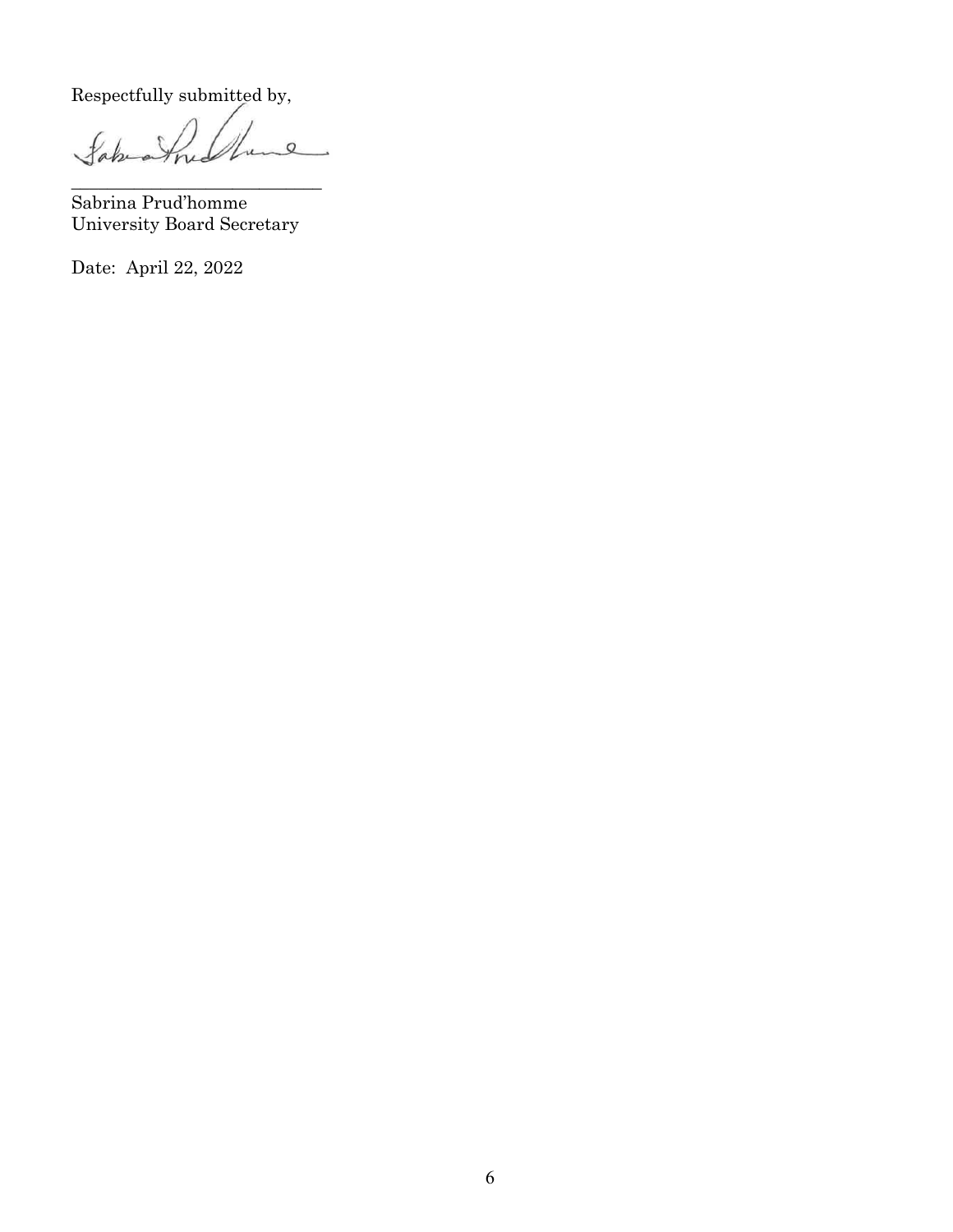Respectfully submitted by,

\_\_\_\_\_\_\_\_\_\_\_\_\_\_\_\_\_\_\_\_\_\_\_\_\_\_\_\_

Sabrina Prud'homme
University Board Secretary

Date: April 22, 2022